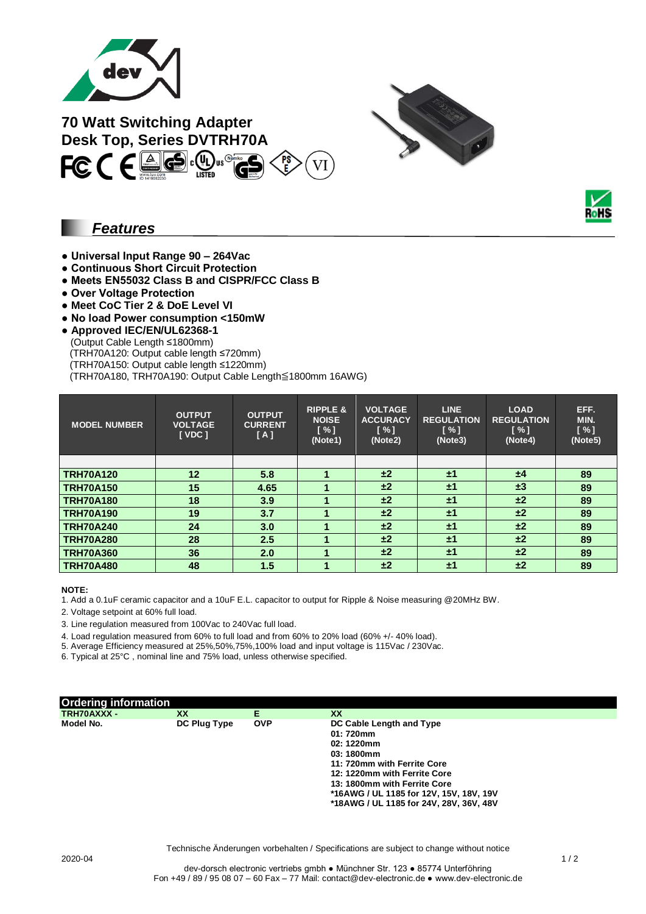# 70 Watt Switching Adapter
# Desk Top, Series DVTRH70A

## Features

- **Universal Input Range 90 – 264Vac**
- **Continuous Short Circuit Protection**
- **Meets EN55032 Class B and CISPR/FCC Class B**
- **Over Voltage Protection**
- **Meet CoC Tier 2 & DoE Level VI**
- **No load Power consumption <150mW**
- **Approved IEC/EN/UL62368-1**
  (Output Cable Length ≤1800mm)
  (TRH70A120: Output cable length ≤720mm)
  (TRH70A150: Output cable length ≤1220mm)
  (TRH70A180, TRH70A190: Output Cable Length≦1800mm 16AWG)

| MODEL NUMBER | OUTPUT VOLTAGE [ VDC ] | OUTPUT CURRENT [ A ] | RIPPLE & NOISE [ % ] (Note1) | VOLTAGE ACCURACY [ % ] (Note2) | LINE REGULATION [ % ] (Note3) | LOAD REGULATION [ % ] (Note4) | EFF. MIN. [ % ] (Note5) |
|---|---|---|---|---|---|---|---|
| | | | | | | | |
| **TRH70A120** | **12** | **5.8** | **1** | **±2** | **±1** | **±4** | **89** |
| **TRH70A150** | **15** | **4.65** | **1** | **±2** | **±1** | **±3** | **89** |
| **TRH70A180** | **18** | **3.9** | **1** | **±2** | **±1** | **±2** | **89** |
| **TRH70A190** | **19** | **3.7** | **1** | **±2** | **±1** | **±2** | **89** |
| **TRH70A240** | **24** | **3.0** | **1** | **±2** | **±1** | **±2** | **89** |
| **TRH70A280** | **28** | **2.5** | **1** | **±2** | **±1** | **±2** | **89** |
| **TRH70A360** | **36** | **2.0** | **1** | **±2** | **±1** | **±2** | **89** |
| **TRH70A480** | **48** | **1.5** | **1** | **±2** | **±1** | **±2** | **89** |

**NOTE:**

1. Add a 0.1uF ceramic capacitor and a 10uF E.L. capacitor to output for Ripple & Noise measuring @20MHz BW.
2. Voltage setpoint at 60% full load.
3. Line regulation measured from 100Vac to 240Vac full load.
4. Load regulation measured from 60% to full load and from 60% to 20% load (60% +/- 40% load).
5. Average Efficiency measured at 25%,50%,75%,100% load and input voltage is 115Vac / 230Vac.
6. Typical at 25°C , nominal line and 75% load, unless otherwise specified.

## Ordering information

| TRH70AXXX - | XX | E | XX |
|---|---|---|---|
| **Model No.** | **DC Plug Type** | **OVP** | **DC Cable Length and Type**<br>**01: 720mm**<br>**02: 1220mm**<br>**03: 1800mm**<br>**11: 720mm with Ferrite Core**<br>**12: 1220mm with Ferrite Core**<br>**13: 1800mm with Ferrite Core**<br>**\*16AWG / UL 1185 for 12V, 15V, 18V, 19V**<br>**\*18AWG / UL 1185 for 24V, 28V, 36V, 48V** |

Technische Änderungen vorbehalten / Specifications are subject to change without notice

2020-04

dev-dorsch electronic vertriebs gmbh ● Münchner Str. 123 ● 85774 Unterföhring
Fon +49 / 89 / 95 08 07 – 60 Fax – 77 Mail: contact@dev-electronic.de ● www.dev-electronic.de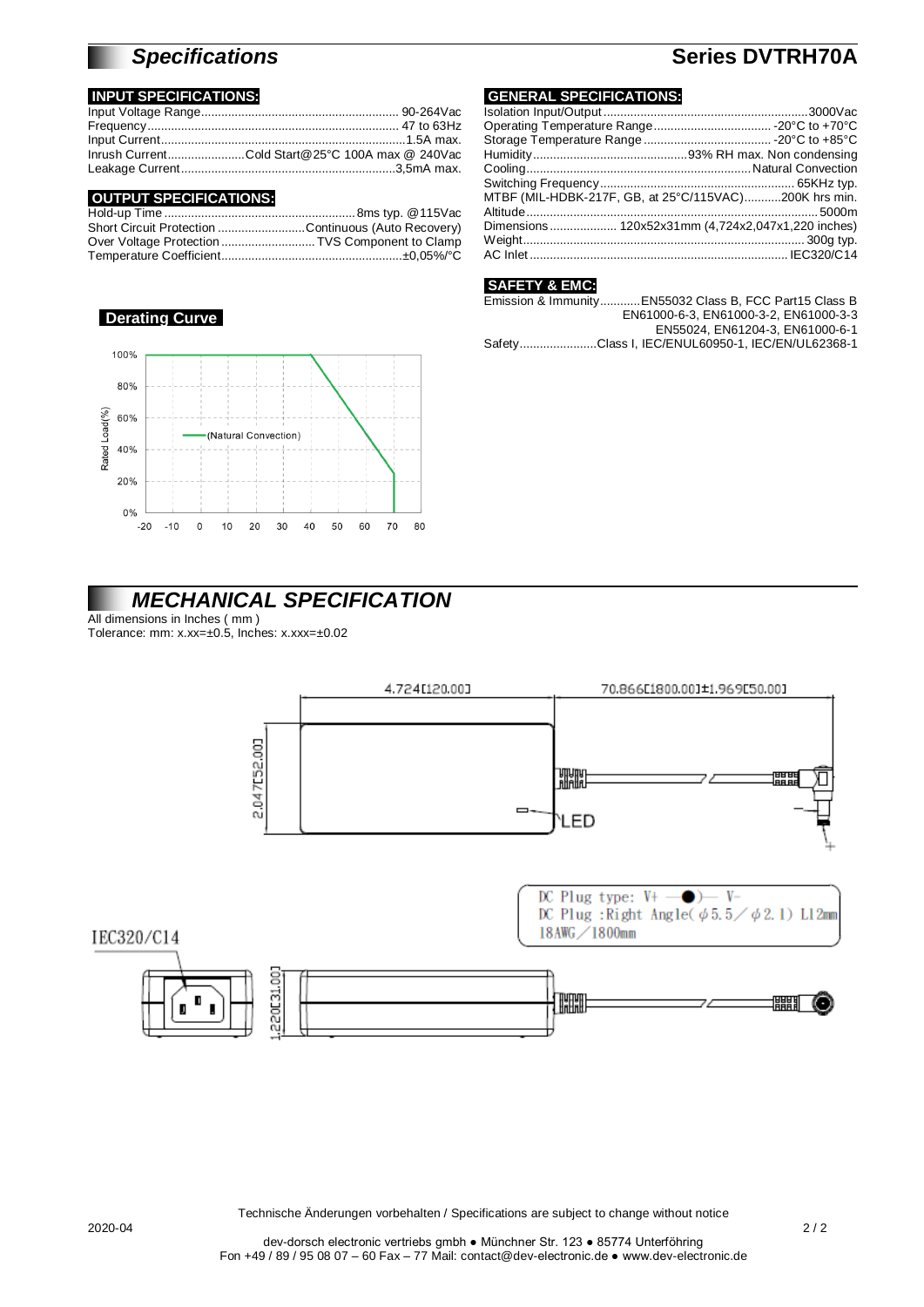## Specifications

**Series DVTRH70A**

### INPUT SPECIFICATIONS:

| | |
|---|---|
| Input Voltage Range | 90-264Vac |
| Frequency | 47 to 63Hz |
| Input Current | 1.5A max. |
| Inrush Current | Cold Start@25°C 100A max @ 240Vac |
| Leakage Current | 3,5mA max. |

### OUTPUT SPECIFICATIONS:

| | |
|---|---|
| Hold-up Time | 8ms typ. @115Vac |
| Short Circuit Protection | Continuous (Auto Recovery) |
| Over Voltage Protection | TVS Component to Clamp |
| Temperature Coefficient | ±0,05%/°C |

### Derating Curve

Rated Load(%)
100%
80%
60%
40%
20%
0%
-20 -10 0 10 20 30 40 50 60 70 80
(Natural Convection)

### GENERAL SPECIFICATIONS:

| | |
|---|---|
| Isolation Input/Output | 3000Vac |
| Operating Temperature Range | -20°C to +70°C |
| Storage Temperature Range | -20°C to +85°C |
| Humidity | 93% RH max. Non condensing |
| Cooling | Natural Convection |
| Switching Frequency | 65KHz typ. |
| MTBF (MIL-HDBK-217F, GB, at 25°C/115VAC) | 200K hrs min. |
| Altitude | 5000m |
| Dimensions | 120x52x31mm (4,724x2,047x1,220 inches) |
| Weight | 300g typ. |
| AC Inlet | IEC320/C14 |

### SAFETY & EMC:

| | |
|---|---|
| Emission & Immunity | EN55032 Class B, FCC Part15 Class B<br>EN61000-6-3, EN61000-3-2, EN61000-3-3<br>EN55024, EN61204-3, EN61000-6-1 |
| Safety | Class I, IEC/ENUL60950-1, IEC/EN/UL62368-1 |

## MECHANICAL SPECIFICATION

All dimensions in Inches ( mm )
Tolerance: mm: x.xx=±0.5, Inches: x.xxx=±0.02

4.724[120.00]
70.866[1800.00]±1.969[50.00]
2.047[52.00]
LED
DC Plug type: V+ —●)— V-
DC Plug :Right Angle(φ5.5／φ2.1) L12mm
18AWG／1800mm
IEC320/C14
1.220[31.00]

Technische Änderungen vorbehalten / Specifications are subject to change without notice

2020-04

dev-dorsch electronic vertriebs gmbh ● Münchner Str. 123 ● 85774 Unterföhring
Fon +49 / 89 / 95 08 07 – 60 Fax – 77 Mail: contact@dev-electronic.de ● www.dev-electronic.de